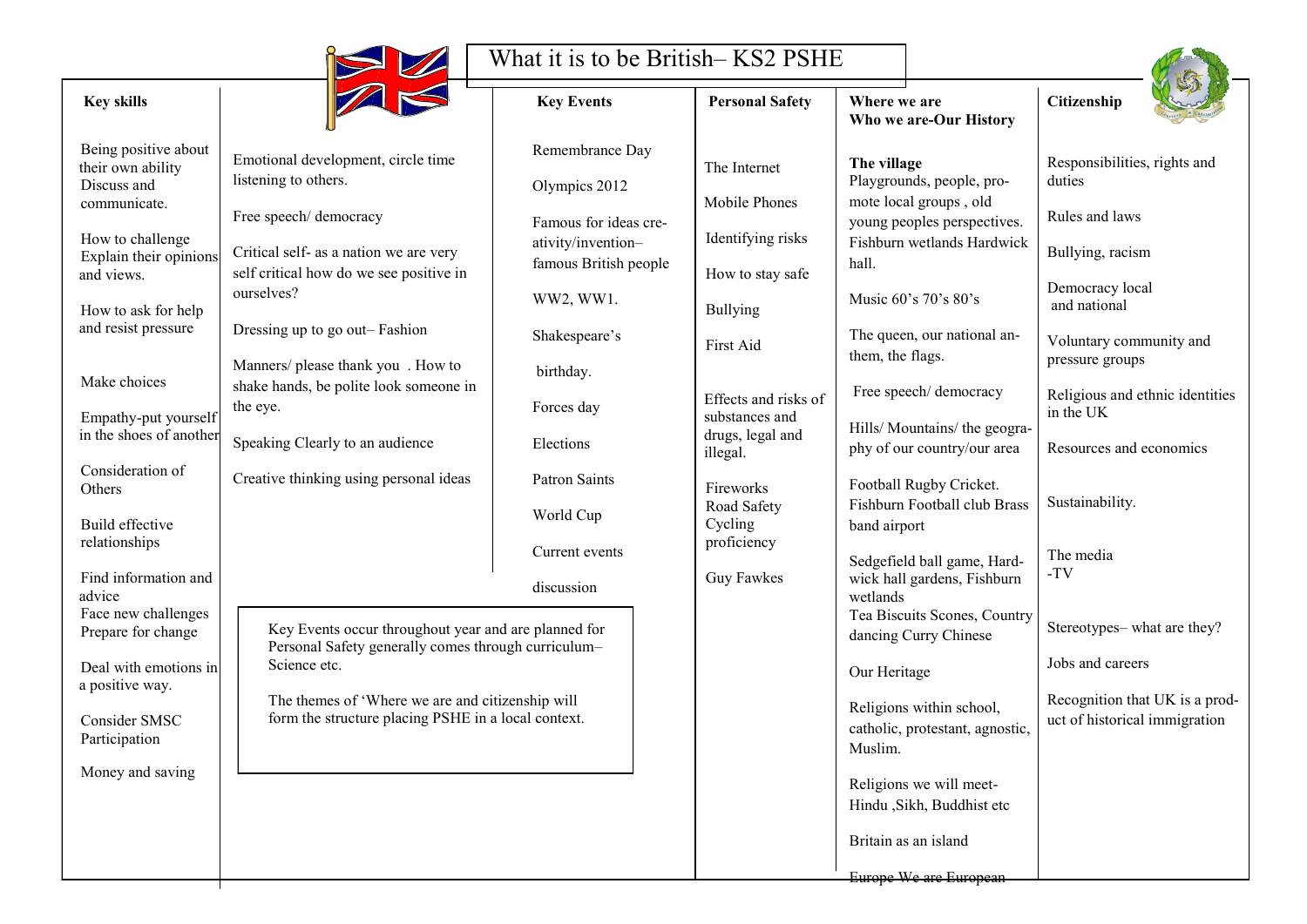# What it is to be British– KS2 PSHE

| Key skills | | Key Events | Personal Safety | Where we are Who we are-Our History | Citizenship |
|---|---|---|---|---|---|
| Being positive about their own ability<br>Discuss and communicate.<br><br>How to challenge<br>Explain their opinions and views.<br><br>How to ask for help and resist pressure<br><br>Make choices<br><br>Empathy-put yourself in the shoes of another<br><br>Consideration of Others<br><br>Build effective relationships<br><br>Find information and advice<br>Face new challenges<br>Prepare for change<br><br>Deal with emotions in a positive way.<br><br>Consider SMSC Participation<br><br>Money and saving | Emotional development, circle time listening to others.<br><br>Free speech/ democracy<br><br>Critical self- as a nation we are very self critical how do we see positive in ourselves?<br><br>Dressing up to go out– Fashion<br><br>Manners/ please thank you . How to shake hands, be polite look someone in the eye.<br><br>Speaking Clearly to an audience<br><br>Creative thinking using personal ideas | Remembrance Day<br><br>Olympics 2012<br><br>Famous for ideas creativity/invention– famous British people<br><br>WW2, WW1.<br><br>Shakespeare's birthday.<br><br>Forces day<br><br>Elections<br><br>Patron Saints<br><br>World Cup<br><br>Current events discussion | The Internet<br><br>Mobile Phones<br><br>Identifying risks<br><br>How to stay safe<br><br>Bullying<br><br>First Aid<br><br>Effects and risks of substances and drugs, legal and illegal.<br><br>Fireworks<br>Road Safety<br>Cycling proficiency<br><br>Guy Fawkes | **The village**<br>Playgrounds, people, promote local groups , old young peoples perspectives. Fishburn wetlands Hardwick hall.<br><br>Music 60's 70's 80's<br><br>The queen, our national anthem, the flags.<br><br>Free speech/ democracy<br><br>Hills/ Mountains/ the geography of our country/our area<br><br>Football Rugby Cricket. Fishburn Football club Brass band airport<br><br>Sedgefield ball game, Hardwick hall gardens, Fishburn wetlands<br>Tea Biscuits Scones, Country dancing Curry Chinese<br><br>Our Heritage<br><br>Religions within school, catholic, protestant, agnostic, Muslim.<br><br>Religions we will meet- Hindu ,Sikh, Buddhist etc<br><br>Britain as an island<br><br>Europe We are European | Responsibilities, rights and duties<br><br>Rules and laws<br><br>Bullying, racism<br><br>Democracy local and national<br><br>Voluntary community and pressure groups<br><br>Religious and ethnic identities in the UK<br><br>Resources and economics<br><br>Sustainability.<br><br>The media -TV<br><br>Stereotypes– what are they?<br><br>Jobs and careers<br><br>Recognition that UK is a product of historical immigration |

Key Events occur throughout year and are planned for Personal Safety generally comes through curriculum– Science etc.

The themes of 'Where we are and citizenship will form the structure placing PSHE in a local context.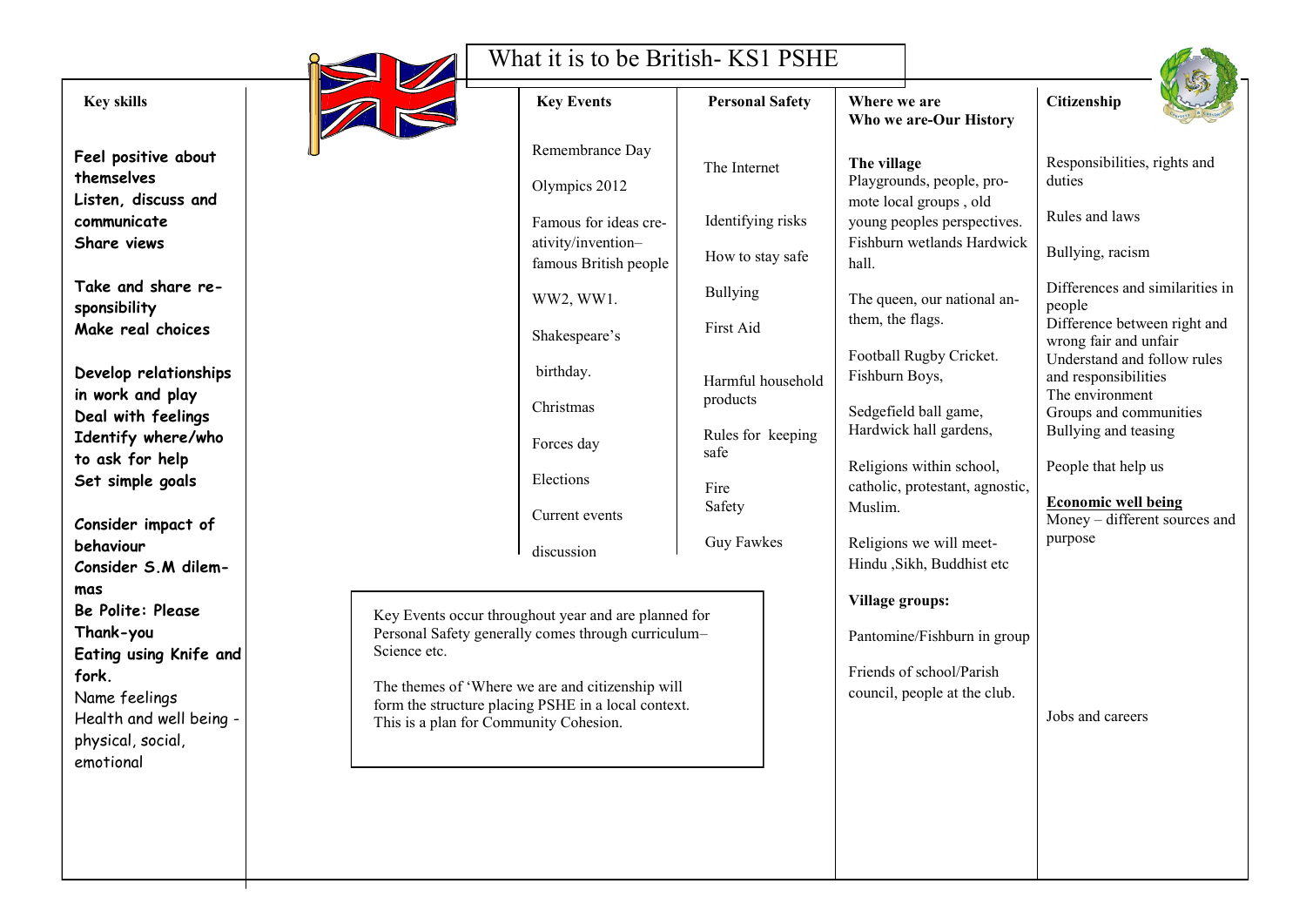# What it is to be British- KS1 PSHE

**Key skills**

**Feel positive about themselves**
**Listen, discuss and communicate**
**Share views**

**Take and share responsibility**
**Make real choices**

**Develop relationships in work and play**
**Deal with feelings**
**Identify where/who to ask for help**
**Set simple goals**

**Consider impact of behaviour**
**Consider S.M dilemmas**
**Be Polite: Please Thank-you**
**Eating using Knife and fork.**
Name feelings
Health and well being - physical, social, emotional

| Key Events | Personal Safety |
|---|---|
| Remembrance Day | The Internet |
| Olympics 2012 | Identifying risks |
| Famous for ideas creativity/invention– famous British people | How to stay safe |
| WW2, WW1. | Bullying |
| Shakespeare's birthday. | First Aid |
| Christmas | Harmful household products |
| Forces day | Rules for keeping safe |
| Elections | Fire Safety |
| Current events discussion | Guy Fawkes |

Key Events occur throughout year and are planned for Personal Safety generally comes through curriculum– Science etc.

The themes of 'Where we are and citizenship will form the structure placing PSHE in a local context. This is a plan for Community Cohesion.

**Where we are**
**Who we are-Our History**

**The village**
Playgrounds, people, promote local groups , old young peoples perspectives. Fishburn wetlands Hardwick hall.

The queen, our national anthem, the flags.

Football Rugby Cricket. Fishburn Boys,

Sedgefield ball game, Hardwick hall gardens,

Religions within school, catholic, protestant, agnostic, Muslim.

Religions we will meet- Hindu ,Sikh, Buddhist etc

**Village groups:**

Pantomine/Fishburn in group

Friends of school/Parish council, people at the club.

**Citizenship**

Responsibilities, rights and duties

Rules and laws

Bullying, racism

Differences and similarities in people
Difference between right and wrong fair and unfair
Understand and follow rules and responsibilities
The environment
Groups and communities
Bullying and teasing

People that help us

**Economic well being**
Money – different sources and purpose

Jobs and careers